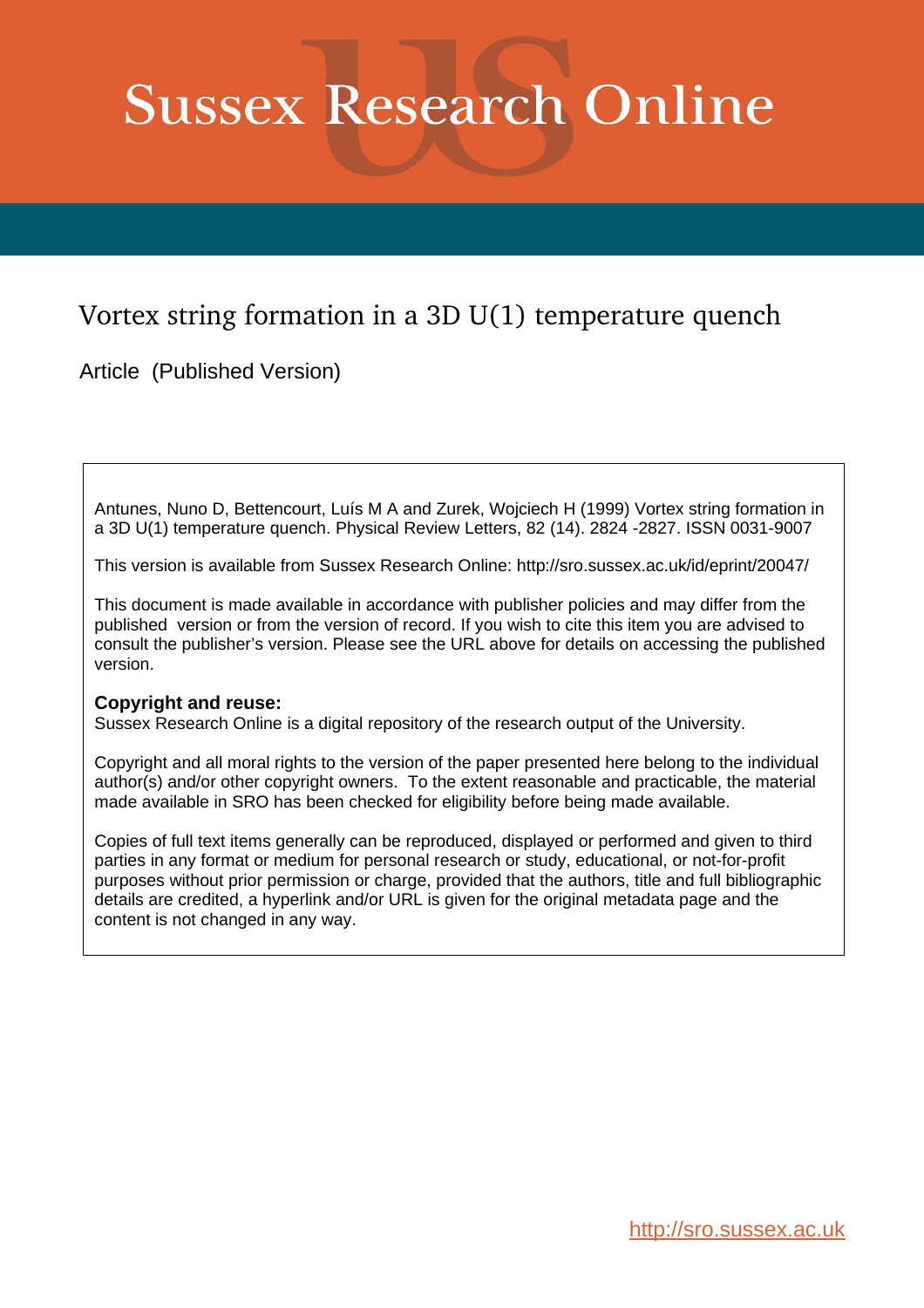# Sussex Research Online

## Vortex string formation in a 3D U(1) temperature quench

Article (Published Version)

Antunes, Nuno D, Bettencourt, Luís M A and Zurek, Wojciech H (1999) Vortex string formation in a 3D U(1) temperature quench. Physical Review Letters, 82 (14). 2824 -2827. ISSN 0031-9007

This version is available from Sussex Research Online: http://sro.sussex.ac.uk/id/eprint/20047/

This document is made available in accordance with publisher policies and may differ from the published version or from the version of record. If you wish to cite this item you are advised to consult the publisher's version. Please see the URL above for details on accessing the published version.

**Copyright and reuse:**
Sussex Research Online is a digital repository of the research output of the University.

Copyright and all moral rights to the version of the paper presented here belong to the individual author(s) and/or other copyright owners. To the extent reasonable and practicable, the material made available in SRO has been checked for eligibility before being made available.

Copies of full text items generally can be reproduced, displayed or performed and given to third parties in any format or medium for personal research or study, educational, or not-for-profit purposes without prior permission or charge, provided that the authors, title and full bibliographic details are credited, a hyperlink and/or URL is given for the original metadata page and the content is not changed in any way.

http://sro.sussex.ac.uk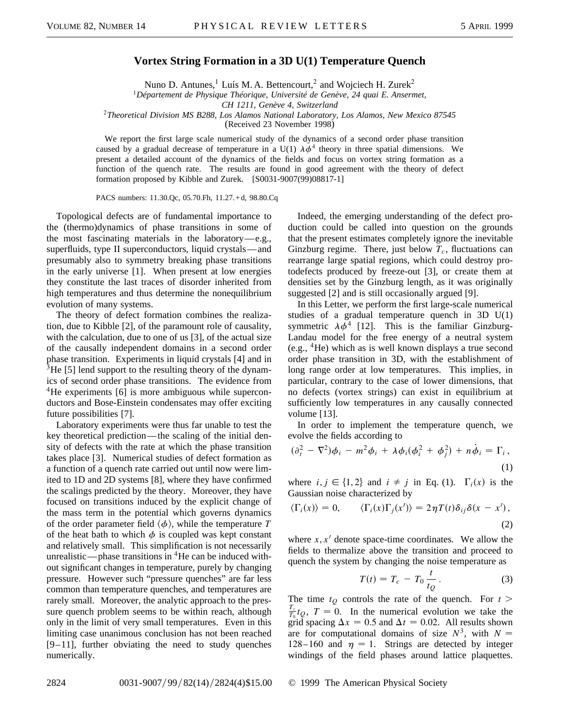# Vortex String Formation in a 3D U(1) Temperature Quench

Nuno D. Antunes,[1] Luís M. A. Bettencourt,[2] and Wojciech H. Zurek[2]

[1]*Département de Physique Théorique, Université de Genève, 24 quai E. Ansermet, CH 1211, Genève 4, Switzerland*

[2]*Theoretical Division MS B288, Los Alamos National Laboratory, Los Alamos, New Mexico 87545*

(Received 23 November 1998)

We report the first large scale numerical study of the dynamics of a second order phase transition caused by a gradual decrease of temperature in a U(1) $\lambda\phi^4$ theory in three spatial dimensions. We present a detailed account of the dynamics of the fields and focus on vortex string formation as a function of the quench rate. The results are found in good agreement with the theory of defect formation proposed by Kibble and Zurek. [S0031-9007(99)08817-1]

PACS numbers: 11.30.Qc, 05.70.Fh, 11.27.+d, 98.80.Cq

Topological defects are of fundamental importance to the (thermo)dynamics of phase transitions in some of the most fascinating materials in the laboratory—e.g., superfluids, type II superconductors, liquid crystals—and presumably also to symmetry breaking phase transitions in the early universe [1]. When present at low energies they constitute the last traces of disorder inherited from high temperatures and thus determine the nonequilibrium evolution of many systems.

The theory of defect formation combines the realization, due to Kibble [2], of the paramount role of causality, with the calculation, due to one of us [3], of the actual size of the causally independent domains in a second order phase transition. Experiments in liquid crystals [4] and in $^3$He [5] lend support to the resulting theory of the dynamics of second order phase transitions. The evidence from $^4$He experiments [6] is more ambiguous while superconductors and Bose-Einstein condensates may offer exciting future possibilities [7].

Laboratory experiments were thus far unable to test the key theoretical prediction—the scaling of the initial density of defects with the rate at which the phase transition takes place [3]. Numerical studies of defect formation as a function of a quench rate carried out until now were limited to 1D and 2D systems [8], where they have confirmed the scalings predicted by the theory. Moreover, they have focused on transitions induced by the explicit change of the mass term in the potential which governs dynamics of the order parameter field $\langle\phi\rangle$, while the temperature $T$ of the heat bath to which $\phi$ is coupled was kept constant and relatively small. This simplification is not necessarily unrealistic—phase transitions in $^4$He can be induced without significant changes in temperature, purely by changing pressure. However such "pressure quenches" are far less common than temperature quenches, and temperatures are rarely small. Moreover, the analytic approach to the pressure quench problem seems to be within reach, although only in the limit of very small temperatures. Even in this limiting case unanimous conclusion has not been reached [9–11], further obviating the need to study quenches numerically.

Indeed, the emerging understanding of the defect production could be called into question on the grounds that the present estimates completely ignore the inevitable Ginzburg regime. There, just below $T_c$, fluctuations can rearrange large spatial regions, which could destroy protodefects produced by freeze-out [3], or create them at densities set by the Ginzburg length, as it was originally suggested [2] and is still occasionally argued [9].

In this Letter, we perform the first large-scale numerical studies of a gradual temperature quench in 3D U(1) symmetric $\lambda\phi^4$ [12]. This is the familiar Ginzburg-Landau model for the free energy of a neutral system (e.g., $^4$He) which as is well known displays a true second order phase transition in 3D, with the establishment of long range order at low temperatures. This implies, in particular, contrary to the case of lower dimensions, that no defects (vortex strings) can exist in equilibrium at sufficiently low temperatures in any causally connected volume [13].

In order to implement the temperature quench, we evolve the fields according to

$$(\partial_t^2 - \nabla^2)\phi_i - m^2\phi_i + \lambda\phi_i(\phi_i^2 + \phi_j^2) + \eta\dot{\phi}_i = \Gamma_i\,, \tag{1}$$

where $i, j \in \{1, 2\}$ and $i \neq j$ in Eq. (1). $\Gamma_i(x)$ is the Gaussian noise characterized by

$$\langle\Gamma_i(x)\rangle = 0, \qquad \langle\Gamma_i(x)\Gamma_j(x')\rangle = 2\eta T(t)\delta_{ij}\delta(x - x')\,, \tag{2}$$

where $x, x'$ denote space-time coordinates. We allow the fields to thermalize above the transition and proceed to quench the system by changing the noise temperature as

$$T(t) = T_c - T_0\frac{t}{t_Q}\,. \tag{3}$$

The time $t_Q$ controls the rate of the quench. For $t > \frac{T_c}{T_0}t_Q$, $T = 0$. In the numerical evolution we take the grid spacing $\Delta x = 0.5$ and $\Delta t = 0.02$. All results shown are for computational domains of size $N^3$, with $N = 128$–$160$ and $\eta = 1$. Strings are detected by integer windings of the field phases around lattice plaquettes.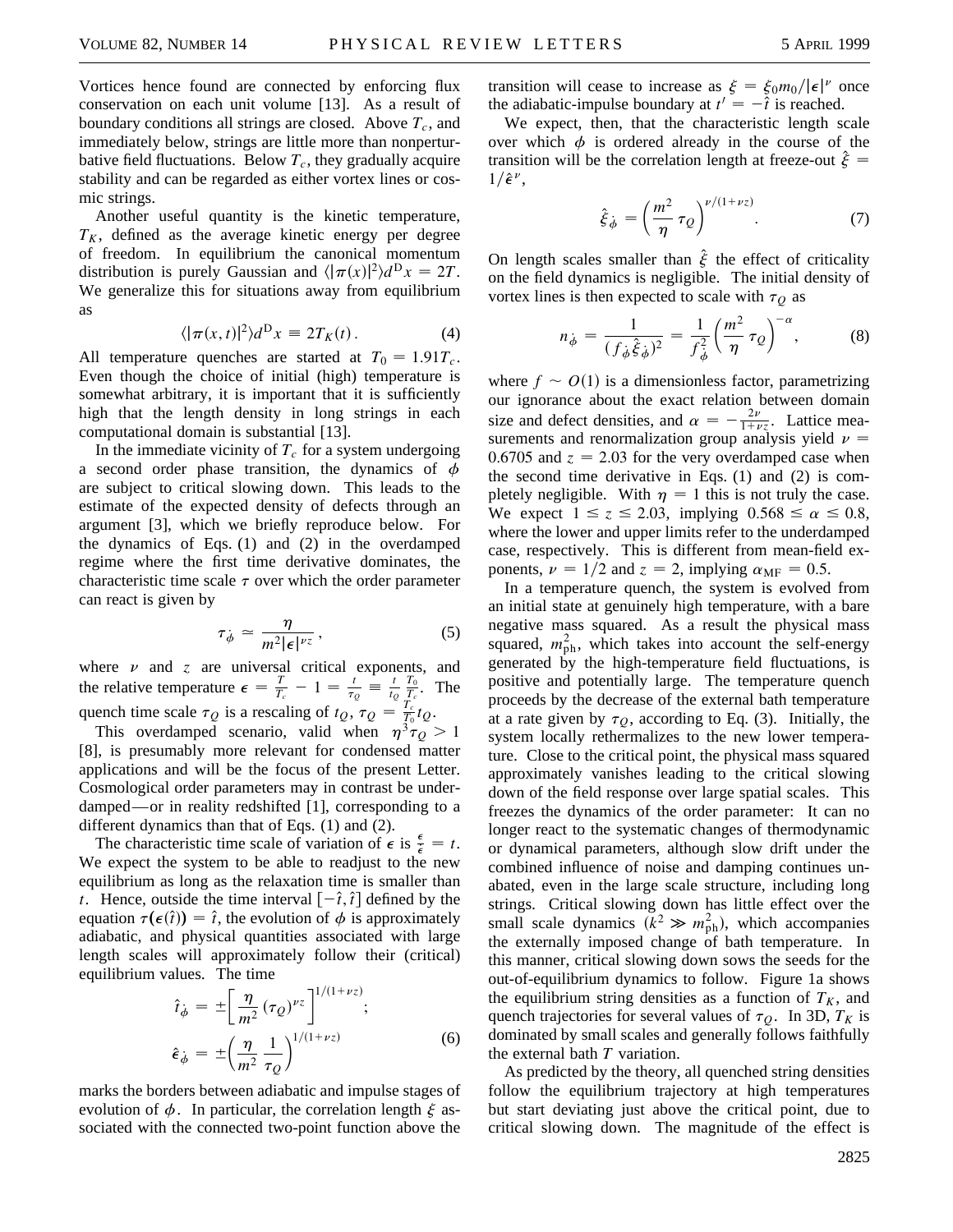Vortices hence found are connected by enforcing flux conservation on each unit volume [13]. As a result of boundary conditions all strings are closed. Above $T_c$, and immediately below, strings are little more than nonperturbative field fluctuations. Below $T_c$, they gradually acquire stability and can be regarded as either vortex lines or cosmic strings.

Another useful quantity is the kinetic temperature, $T_K$, defined as the average kinetic energy per degree of freedom. In equilibrium the canonical momentum distribution is purely Gaussian and $\langle|\pi(x)|^2\rangle d^D x = 2T$. We generalize this for situations away from equilibrium as

$$\langle|\pi(x,t)|^2\rangle d^D x \equiv 2T_K(t)\,. \tag{4}$$

All temperature quenches are started at $T_0 = 1.91T_c$. Even though the choice of initial (high) temperature is somewhat arbitrary, it is important that it is sufficiently high that the length density in long strings in each computational domain is substantial [13].

In the immediate vicinity of $T_c$ for a system undergoing a second order phase transition, the dynamics of $\phi$ are subject to critical slowing down. This leads to the estimate of the expected density of defects through an argument [3], which we briefly reproduce below. For the dynamics of Eqs. (1) and (2) in the overdamped regime where the first time derivative dominates, the characteristic time scale $\tau$ over which the order parameter can react is given by

$$\tau_{\dot\phi} \simeq \frac{\eta}{m^2|\epsilon|^{\nu z}}\,, \tag{5}$$

where $\nu$ and $z$ are universal critical exponents, and the relative temperature $\epsilon = \frac{T}{T_c} - 1 = \frac{t}{\tau_Q} \equiv \frac{t}{t_Q}\frac{T_0}{T_c}$. The quench time scale $\tau_Q$ is a rescaling of $t_Q$, $\tau_Q = \frac{T_c}{T_0}t_Q$.

This overdamped scenario, valid when $\eta^3\tau_Q > 1$ [8], is presumably more relevant for condensed matter applications and will be the focus of the present Letter. Cosmological order parameters may in contrast be underdamped—or in reality redshifted [1], corresponding to a different dynamics than that of Eqs. (1) and (2).

The characteristic time scale of variation of $\epsilon$ is $\frac{\epsilon}{\dot\epsilon} = t$. We expect the system to be able to readjust to the new equilibrium as long as the relaxation time is smaller than $t$. Hence, outside the time interval $[-\hat t, \hat t]$ defined by the equation $\tau(\epsilon(\hat t)) = \hat t$, the evolution of $\phi$ is approximately adiabatic, and physical quantities associated with large length scales will approximately follow their (critical) equilibrium values. The time

$$\hat t_{\dot\phi} = \pm\left[\frac{\eta}{m^2}(\tau_Q)^{\nu z}\right]^{1/(1+\nu z)};$$
$$\hat\epsilon_{\dot\phi} = \pm\left(\frac{\eta}{m^2}\frac{1}{\tau_Q}\right)^{1/(1+\nu z)} \tag{6}$$

marks the borders between adiabatic and impulse stages of evolution of $\phi$. In particular, the correlation length $\xi$ associated with the connected two-point function above the transition will cease to increase as $\xi = \xi_0 m_0/|\epsilon|^\nu$ once the adiabatic-impulse boundary at $t' = -\hat t$ is reached.

We expect, then, that the characteristic length scale over which $\phi$ is ordered already in the course of the transition will be the correlation length at freeze-out $\hat\xi = 1/\hat\epsilon^\nu$,

$$\hat\xi_{\dot\phi} = \left(\frac{m^2}{\eta}\tau_Q\right)^{\nu/(1+\nu z)}. \tag{7}$$

On length scales smaller than $\hat\xi$ the effect of criticality on the field dynamics is negligible. The initial density of vortex lines is then expected to scale with $\tau_Q$ as

$$n_{\dot\phi} = \frac{1}{(f_{\dot\phi}\hat\xi_{\dot\phi})^2} = \frac{1}{f_{\dot\phi}^2}\left(\frac{m^2}{\eta}\tau_Q\right)^{-\alpha}, \tag{8}$$

where $f \sim O(1)$ is a dimensionless factor, parametrizing our ignorance about the exact relation between domain size and defect densities, and $\alpha = -\frac{2\nu}{1+\nu z}$. Lattice measurements and renormalization group analysis yield $\nu = 0.6705$ and $z = 2.03$ for the very overdamped case when the second time derivative in Eqs. (1) and (2) is completely negligible. With $\eta = 1$ this is not truly the case. We expect $1 \le z \le 2.03$, implying $0.568 \le \alpha \le 0.8$, where the lower and upper limits refer to the underdamped and overdamped case, respectively. This is different from mean-field exponents, $\nu = 1/2$ and $z = 2$, implying $\alpha_{\rm MF} = 0.5$.

In a temperature quench, the system is evolved from an initial state at genuinely high temperature, with a bare negative mass squared. As a result the physical mass squared, $m^2_{\rm ph}$, which takes into account the self-energy generated by the high-temperature field fluctuations, is positive and potentially large. The temperature quench proceeds by the decrease of the external bath temperature at a rate given by $\tau_Q$, according to Eq. (3). Initially, the system locally rethermalizes to the new lower temperature. Close to the critical point, the physical mass squared approximately vanishes leading to the critical slowing down of the field response over large spatial scales. This freezes the dynamics of the order parameter: It can no longer react to the systematic changes of thermodynamic or dynamical parameters, although slow drift under the combined influence of noise and damping continues unabated, even in the large scale structure, including long strings. Critical slowing down has little effect over the small scale dynamics ($k^2 \gg m^2_{\rm ph}$), which accompanies the externally imposed change of bath temperature. In this manner, critical slowing down sows the seeds for the out-of-equilibrium dynamics to follow. Figure 1a shows the equilibrium string densities as a function of $T_K$, and quench trajectories for several values of $\tau_Q$. In 3D, $T_K$ is dominated by small scales and generally follows faithfully the external bath $T$ variation.

As predicted by the theory, all quenched string densities follow the equilibrium trajectory at high temperatures but start deviating just above the critical point, due to critical slowing down. The magnitude of the effect is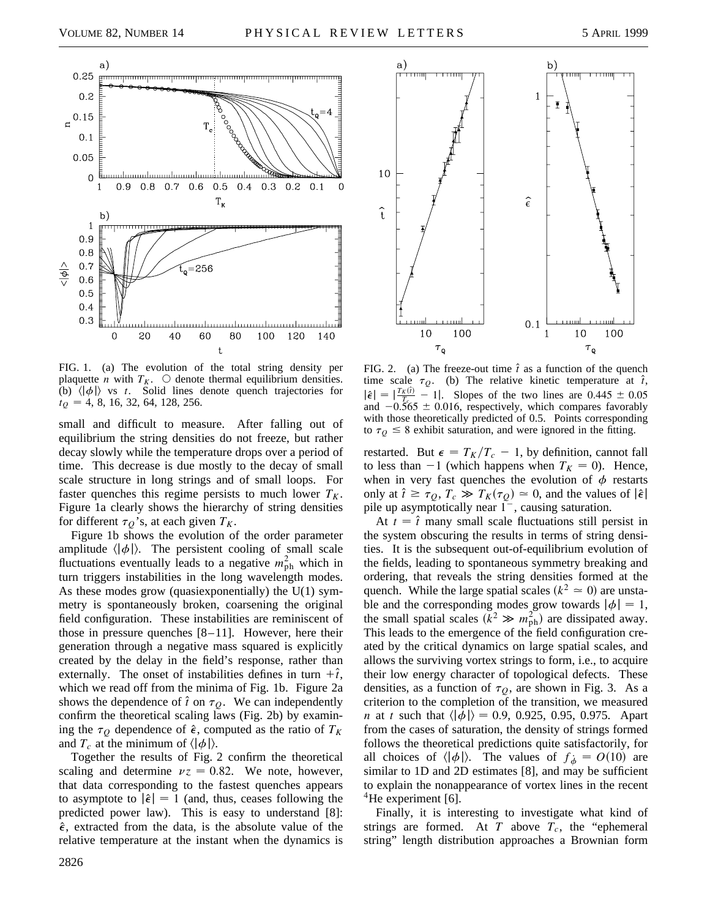FIG. 1. (a) The evolution of the total string density per plaquette $n$ with $T_K$. ○ denote thermal equilibrium densities. (b) $\langle|\phi|\rangle$ vs $t$. Solid lines denote quench trajectories for $t_Q = 4, 8, 16, 32, 64, 128, 256$.

FIG. 2. (a) The freeze-out time $\hat{t}$ as a function of the quench time scale $\tau_Q$. (b) The relative kinetic temperature at $\hat{t}$, $|\hat{\epsilon}| = |\frac{T_K(\hat{t})}{T_c} - 1|$. Slopes of the two lines are $0.445 \pm 0.05$ and $-0.565 \pm 0.016$, respectively, which compares favorably with those theoretically predicted of 0.5. Points corresponding to $\tau_Q \leq 8$ exhibit saturation, and were ignored in the fitting.

small and difficult to measure. After falling out of equilibrium the string densities do not freeze, but rather decay slowly while the temperature drops over a period of time. This decrease is due mostly to the decay of small scale structure in long strings and of small loops. For faster quenches this regime persists to much lower $T_K$. Figure 1a clearly shows the hierarchy of string densities for different $\tau_Q$'s, at each given $T_K$.

Figure 1b shows the evolution of the order parameter amplitude $\langle|\phi|\rangle$. The persistent cooling of small scale fluctuations eventually leads to a negative $m_{\rm ph}^2$ which in turn triggers instabilities in the long wavelength modes. As these modes grow (quasiexponentially) the U(1) symmetry is spontaneously broken, coarsening the original field configuration. These instabilities are reminiscent of those in pressure quenches [8–11]. However, here their generation through a negative mass squared is explicitly created by the delay in the field's response, rather than externally. The onset of instabilities defines in turn $+\hat{t}$, which we read off from the minima of Fig. 1b. Figure 2a shows the dependence of $\hat{t}$ on $\tau_Q$. We can independently confirm the theoretical scaling laws (Fig. 2b) by examining the $\tau_Q$ dependence of $\hat{\epsilon}$, computed as the ratio of $T_K$ and $T_c$ at the minimum of $\langle|\phi|\rangle$.

Together the results of Fig. 2 confirm the theoretical scaling and determine $\nu z = 0.82$. We note, however, that data corresponding to the fastest quenches appears to asymptote to $|\hat{\epsilon}| = 1$ (and, thus, ceases following the predicted power law). This is easy to understand [8]: $\hat{\epsilon}$, extracted from the data, is the absolute value of the relative temperature at the instant when the dynamics is restarted. But $\epsilon = T_K/T_c - 1$, by definition, cannot fall to less than $-1$ (which happens when $T_K = 0$). Hence, when in very fast quenches the evolution of $\phi$ restarts only at $\hat{t} \geq \tau_Q$, $T_c \gg T_K(\tau_Q) \simeq 0$, and the values of $|\hat{\epsilon}|$ pile up asymptotically near $1^-$, causing saturation.

At $t = \hat{t}$ many small scale fluctuations still persist in the system obscuring the results in terms of string densities. It is the subsequent out-of-equilibrium evolution of the fields, leading to spontaneous symmetry breaking and ordering, that reveals the string densities formed at the quench. While the large spatial scales ($k^2 \simeq 0$) are unstable and the corresponding modes grow towards $|\phi| = 1$, the small spatial scales ($k^2 \gg m_{\rm ph}^2$) are dissipated away. This leads to the emergence of the field configuration created by the critical dynamics on large spatial scales, and allows the surviving vortex strings to form, i.e., to acquire their low energy character of topological defects. These densities, as a function of $\tau_Q$, are shown in Fig. 3. As a criterion to the completion of the transition, we measured $n$ at $t$ such that $\langle|\phi|\rangle = 0.9$, 0.925, 0.95, 0.975. Apart from the cases of saturation, the density of strings formed follows the theoretical predictions quite satisfactorily, for all choices of $\langle|\phi|\rangle$. The values of $f_{\hat{\phi}} = O(10)$ are similar to 1D and 2D estimates [8], and may be sufficient to explain the nonappearance of vortex lines in the recent $^4$He experiment [6].

Finally, it is interesting to investigate what kind of strings are formed. At $T$ above $T_c$, the "ephemeral string" length distribution approaches a Brownian form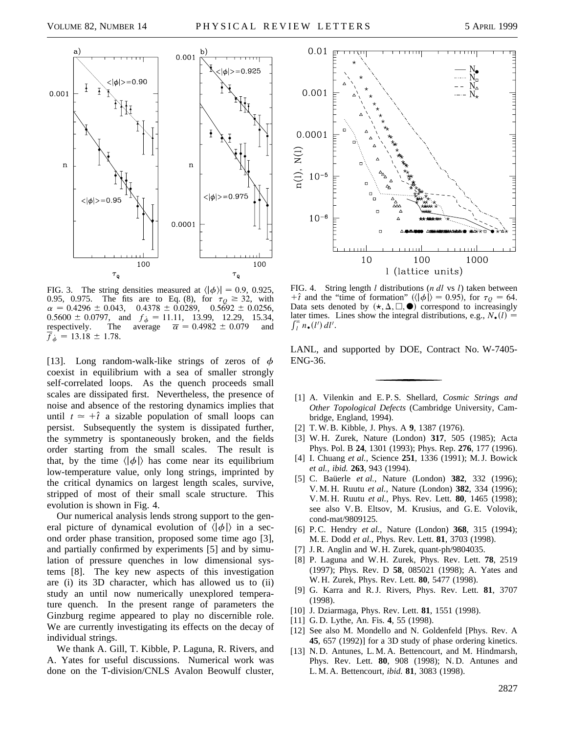a)

0.001

n

$<|\phi|>=0.90$

$<|\phi|>=0.95$

100

$\tau_Q$

b)

0.001

0.0001

n

$<|\phi|>=0.925$

$<|\phi|>=0.975$

100

$\tau_Q$

FIG. 3. The string densities measured at $\langle|\phi\rangle| = 0.9$, 0.925, 0.95, 0.975. The fits are to Eq. (8), for $\tau_Q \geq 32$, with $\alpha = 0.4296 \pm 0.043$, $0.4378 \pm 0.0289$, $0.5692 \pm 0.0256$, $0.5600 \pm 0.0797$, and $f_{\dot\phi} = 11.11$, 13.99, 12.29, 15.34, respectively. The average $\overline{\alpha} = 0.4982 \pm 0.079$ and $\overline{f}_{\dot\phi} = 13.18 \pm 1.78$.

0.01

0.001

0.0001

$10^{-5}$

$10^{-6}$

n(l), N(l)

10

100

1000

l (lattice units)

$N_\bullet$

$N_\square$

$N_\triangle$

$N_\star$

FIG. 4. String length $l$ distributions ($n\,dl$ vs $l$) taken between $+\hat{t}$ and the "time of formation" ($\langle|\phi|\rangle = 0.95$), for $\tau_Q = 64$. Data sets denoted by ($\star, \Delta, \square, \bullet$) correspond to increasingly later times. Lines show the integral distributions, e.g., $N_\bullet(l) = \int_l^\infty n_\bullet(l')\,dl'$.

[13]. Long random-walk-like strings of zeros of $\phi$ coexist in equilibrium with a sea of smaller strongly self-correlated loops. As the quench proceeds small scales are dissipated first. Nevertheless, the presence of noise and absence of the restoring dynamics implies that until $t \simeq +\hat{t}$ a sizable population of small loops can persist. Subsequently the system is dissipated further, the symmetry is spontaneously broken, and the fields order starting from the small scales. The result is that, by the time $\langle|\phi|\rangle$ has come near its equilibrium low-temperature value, only long strings, imprinted by the critical dynamics on largest length scales, survive, stripped of most of their small scale structure. This evolution is shown in Fig. 4.

Our numerical analysis lends strong support to the general picture of dynamical evolution of $\langle|\phi|\rangle$ in a second order phase transition, proposed some time ago [3], and partially confirmed by experiments [5] and by simulation of pressure quenches in low dimensional systems [8]. The key new aspects of this investigation are (i) its 3D character, which has allowed us to (ii) study an until now numerically unexplored temperature quench. In the present range of parameters the Ginzburg regime appeared to play no discernible role. We are currently investigating its effects on the decay of individual strings.

We thank A. Gill, T. Kibble, P. Laguna, R. Rivers, and A. Yates for useful discussions. Numerical work was done on the T-division/CNLS Avalon Beowulf cluster, LANL, and supported by DOE, Contract No. W-7405-ENG-36.

---

[1] A. Vilenkin and E. P. S. Shellard, *Cosmic Strings and Other Topological Defects* (Cambridge University, Cambridge, England, 1994).

[2] T. W. B. Kibble, J. Phys. A **9**, 1387 (1976).

[3] W. H. Zurek, Nature (London) **317**, 505 (1985); Acta Phys. Pol. B **24**, 1301 (1993); Phys. Rep. **276**, 177 (1996).

[4] I. Chuang *et al.,* Science **251**, 1336 (1991); M. J. Bowick *et al., ibid.* **263**, 943 (1994).

[5] C. Baüerle *et al.,* Nature (London) **382**, 332 (1996); V. M. H. Ruutu *et al.,* Nature (London) **382**, 334 (1996); V. M. H. Ruutu *et al.,* Phys. Rev. Lett. **80**, 1465 (1998); see also V. B. Eltsov, M. Krusius, and G. E. Volovik, cond-mat/9809125.

[6] P. C. Hendry *et al.,* Nature (London) **368**, 315 (1994); M. E. Dodd *et al.,* Phys. Rev. Lett. **81**, 3703 (1998).

[7] J. R. Anglin and W. H. Zurek, quant-ph/9804035.

[8] P. Laguna and W. H. Zurek, Phys. Rev. Lett. **78**, 2519 (1997); Phys. Rev. D **58**, 085021 (1998); A. Yates and W. H. Zurek, Phys. Rev. Lett. **80**, 5477 (1998).

[9] G. Karra and R. J. Rivers, Phys. Rev. Lett. **81**, 3707 (1998).

[10] J. Dziarmaga, Phys. Rev. Lett. **81**, 1551 (1998).

[11] G. D. Lythe, An. Fis. **4**, 55 (1998).

[12] See also M. Mondello and N. Goldenfeld [Phys. Rev. A **45**, 657 (1992)] for a 3D study of phase ordering kinetics.

[13] N. D. Antunes, L. M. A. Bettencourt, and M. Hindmarsh, Phys. Rev. Lett. **80**, 908 (1998); N. D. Antunes and L. M. A. Bettencourt, *ibid.* **81**, 3083 (1998).